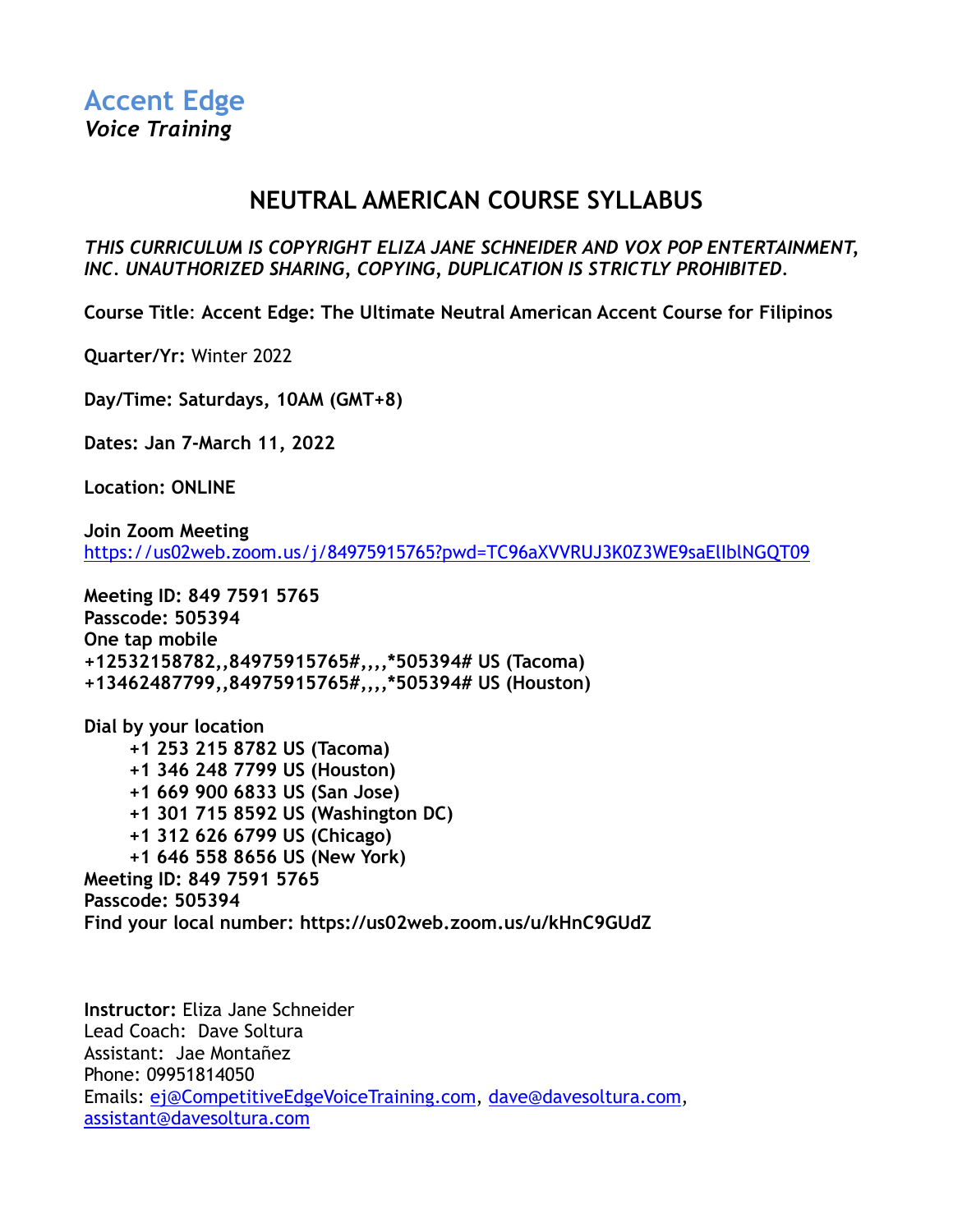# Accent Edge
*Voice Training*

## NEUTRAL AMERICAN COURSE SYLLABUS

***THIS CURRICULUM IS COPYRIGHT ELIZA JANE SCHNEIDER AND VOX POP ENTERTAINMENT, INC. UNAUTHORIZED SHARING, COPYING, DUPLICATION IS STRICTLY PROHIBITED.***

**Course Title**: **Accent Edge: The Ultimate Neutral American Accent Course for Filipinos**

**Quarter/Yr:** Winter 2022

**Day/Time: Saturdays, 10AM (GMT+8)**

**Dates: Jan 7-March 11, 2022**

**Location: ONLINE**

**Join Zoom Meeting**
https://us02web.zoom.us/j/84975915765?pwd=TC96aXVVRUJ3K0Z3WE9saElIblNGQT09

**Meeting ID: 849 7591 5765**
**Passcode: 505394**
**One tap mobile**
**+12532158782,,84975915765#,,,,*505394# US (Tacoma)**
**+13462487799,,84975915765#,,,,*505394# US (Houston)**

**Dial by your location**
- **+1 253 215 8782 US (Tacoma)**
- **+1 346 248 7799 US (Houston)**
- **+1 669 900 6833 US (San Jose)**
- **+1 301 715 8592 US (Washington DC)**
- **+1 312 626 6799 US (Chicago)**
- **+1 646 558 8656 US (New York)**

**Meeting ID: 849 7591 5765**
**Passcode: 505394**
**Find your local number: https://us02web.zoom.us/u/kHnC9GUdZ**

**Instructor:** Eliza Jane Schneider
Lead Coach: Dave Soltura
Assistant: Jae Montañez
Phone: 09951814050
Emails: ej@CompetitiveEdgeVoiceTraining.com, dave@davesoltura.com, assistant@davesoltura.com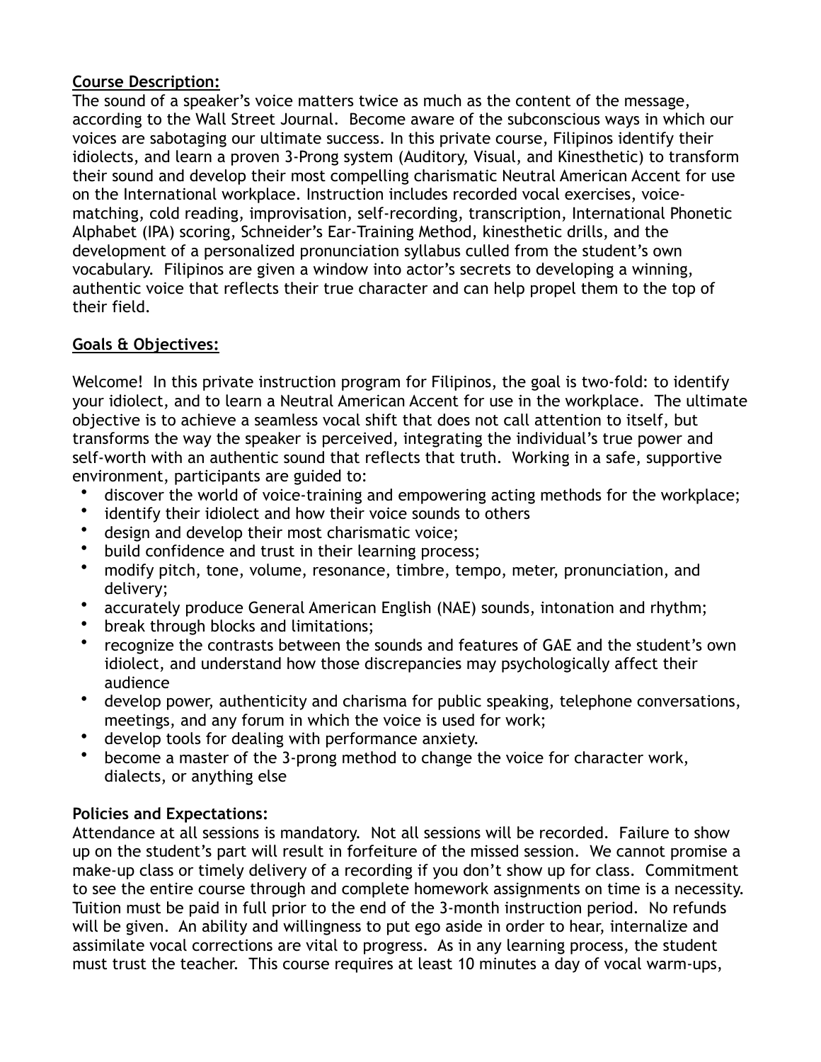**Course Description:**

The sound of a speaker's voice matters twice as much as the content of the message, according to the Wall Street Journal. Become aware of the subconscious ways in which our voices are sabotaging our ultimate success. In this private course, Filipinos identify their idiolects, and learn a proven 3-Prong system (Auditory, Visual, and Kinesthetic) to transform their sound and develop their most compelling charismatic Neutral American Accent for use on the International workplace. Instruction includes recorded vocal exercises, voice-matching, cold reading, improvisation, self-recording, transcription, International Phonetic Alphabet (IPA) scoring, Schneider's Ear-Training Method, kinesthetic drills, and the development of a personalized pronunciation syllabus culled from the student's own vocabulary. Filipinos are given a window into actor's secrets to developing a winning, authentic voice that reflects their true character and can help propel them to the top of their field.

**Goals & Objectives:**

Welcome! In this private instruction program for Filipinos, the goal is two-fold: to identify your idiolect, and to learn a Neutral American Accent for use in the workplace. The ultimate objective is to achieve a seamless vocal shift that does not call attention to itself, but transforms the way the speaker is perceived, integrating the individual's true power and self-worth with an authentic sound that reflects that truth. Working in a safe, supportive environment, participants are guided to:

- discover the world of voice-training and empowering acting methods for the workplace;
- identify their idiolect and how their voice sounds to others
- design and develop their most charismatic voice;
- build confidence and trust in their learning process;
- modify pitch, tone, volume, resonance, timbre, tempo, meter, pronunciation, and delivery;
- accurately produce General American English (NAE) sounds, intonation and rhythm;
- break through blocks and limitations;
- recognize the contrasts between the sounds and features of GAE and the student's own idiolect, and understand how those discrepancies may psychologically affect their audience
- develop power, authenticity and charisma for public speaking, telephone conversations, meetings, and any forum in which the voice is used for work;
- develop tools for dealing with performance anxiety.
- become a master of the 3-prong method to change the voice for character work, dialects, or anything else

**Policies and Expectations:**

Attendance at all sessions is mandatory. Not all sessions will be recorded. Failure to show up on the student's part will result in forfeiture of the missed session. We cannot promise a make-up class or timely delivery of a recording if you don't show up for class. Commitment to see the entire course through and complete homework assignments on time is a necessity. Tuition must be paid in full prior to the end of the 3-month instruction period. No refunds will be given. An ability and willingness to put ego aside in order to hear, internalize and assimilate vocal corrections are vital to progress. As in any learning process, the student must trust the teacher. This course requires at least 10 minutes a day of vocal warm-ups,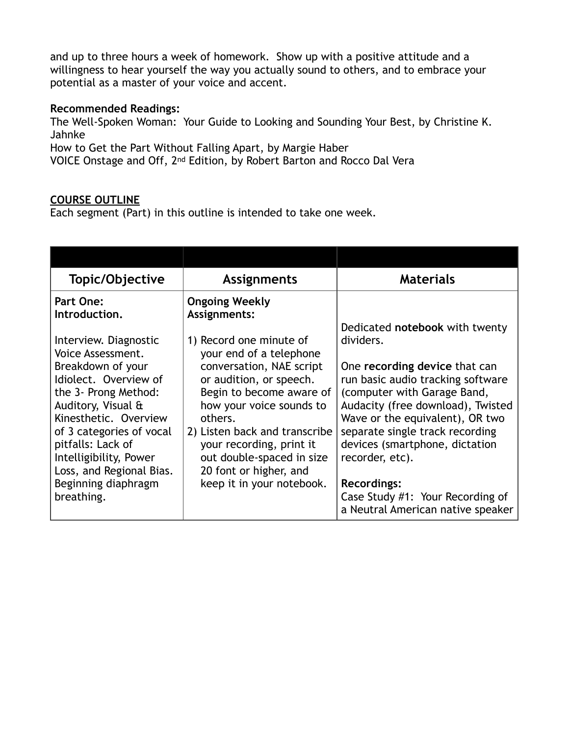and up to three hours a week of homework. Show up with a positive attitude and a willingness to hear yourself the way you actually sound to others, and to embrace your potential as a master of your voice and accent.

**Recommended Readings:**
The Well-Spoken Woman: Your Guide to Looking and Sounding Your Best, by Christine K. Jahnke
How to Get the Part Without Falling Apart, by Margie Haber
VOICE Onstage and Off, 2nd Edition, by Robert Barton and Rocco Dal Vera

**COURSE OUTLINE**
Each segment (Part) in this outline is intended to take one week.

| Topic/Objective | Assignments | Materials |
|---|---|---|
| **Part One: Introduction.**<br><br>Interview. Diagnostic Voice Assessment. Breakdown of your Idiolect. Overview of the 3- Prong Method: Auditory, Visual & Kinesthetic. Overview of 3 categories of vocal pitfalls: Lack of Intelligibility, Power Loss, and Regional Bias. Beginning diaphragm breathing. | **Ongoing Weekly Assignments:**<br><br>1) Record one minute of your end of a telephone conversation, NAE script or audition, or speech. Begin to become aware of how your voice sounds to others.<br>2) Listen back and transcribe your recording, print it out double-spaced in size 20 font or higher, and keep it in your notebook. | Dedicated **notebook** with twenty dividers.<br><br>One **recording device** that can run basic audio tracking software (computer with Garage Band, Audacity (free download), Twisted Wave or the equivalent), OR two separate single track recording devices (smartphone, dictation recorder, etc).<br><br>**Recordings:**<br>Case Study #1: Your Recording of a Neutral American native speaker |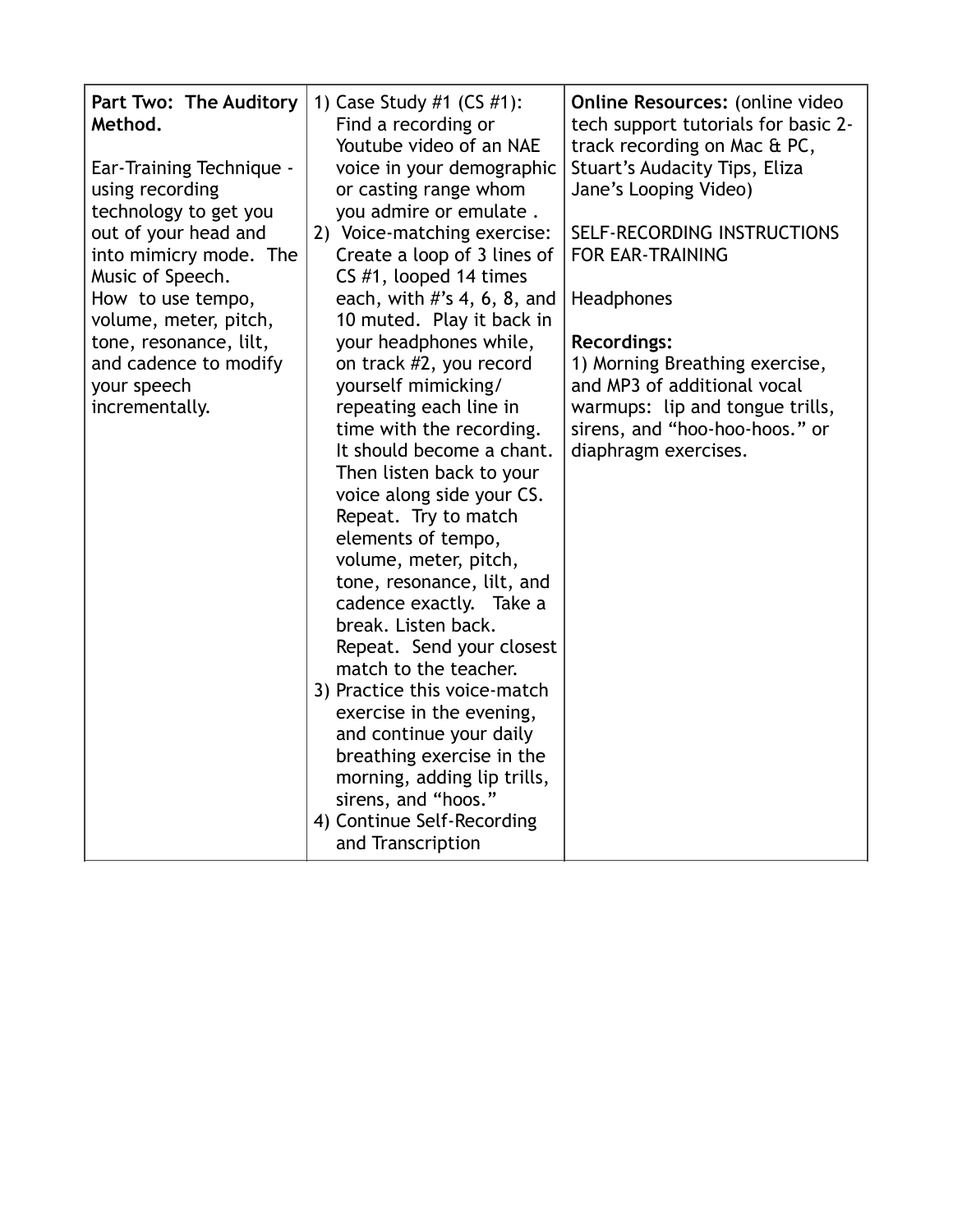| | | |
|---|---|---|
| **Part Two: The Auditory Method.**<br><br>Ear-Training Technique - using recording technology to get you out of your head and into mimicry mode. The Music of Speech.<br>How to use tempo, volume, meter, pitch, tone, resonance, lilt, and cadence to modify your speech incrementally. | 1) Case Study #1 (CS #1): Find a recording or Youtube video of an NAE voice in your demographic or casting range whom you admire or emulate .<br>2) Voice-matching exercise: Create a loop of 3 lines of CS #1, looped 14 times each, with #'s 4, 6, 8, and 10 muted. Play it back in your headphones while, on track #2, you record yourself mimicking/ repeating each line in time with the recording. It should become a chant. Then listen back to your voice along side your CS. Repeat. Try to match elements of tempo, volume, meter, pitch, tone, resonance, lilt, and cadence exactly. Take a break. Listen back. Repeat. Send your closest match to the teacher.<br>3) Practice this voice-match exercise in the evening, and continue your daily breathing exercise in the morning, adding lip trills, sirens, and "hoos."<br>4) Continue Self-Recording and Transcription | **Online Resources:** (online video tech support tutorials for basic 2-track recording on Mac & PC, Stuart's Audacity Tips, Eliza Jane's Looping Video)<br><br>SELF-RECORDING INSTRUCTIONS FOR EAR-TRAINING<br><br>Headphones<br><br>**Recordings:**<br>1) Morning Breathing exercise, and MP3 of additional vocal warmups: lip and tongue trills, sirens, and "hoo-hoo-hoos." or diaphragm exercises. |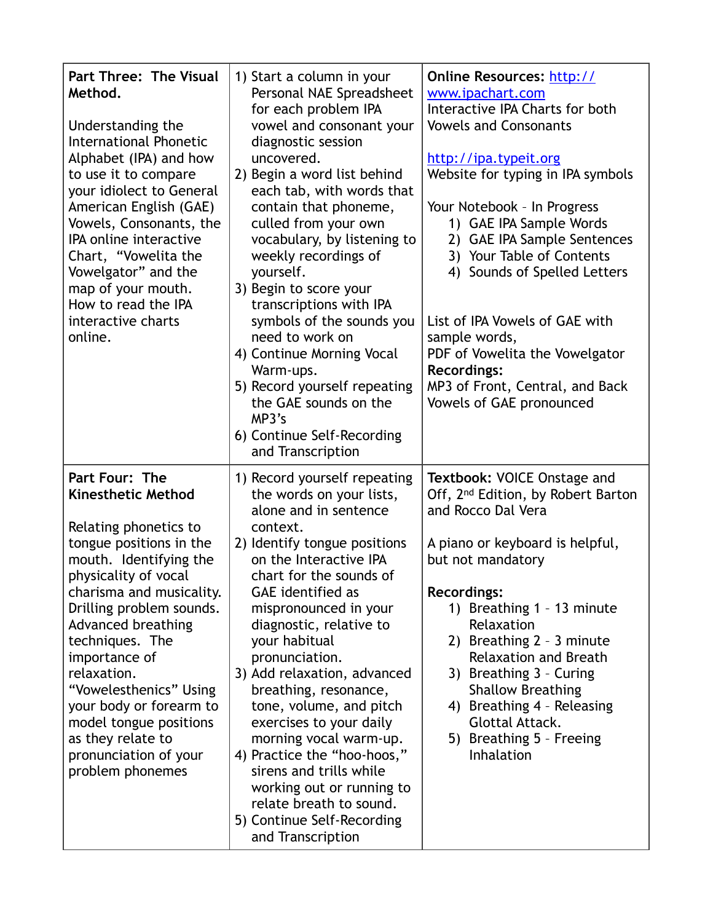| | | |
|---|---|---|
| **Part Three: The Visual Method.**<br><br>Understanding the International Phonetic Alphabet (IPA) and how to use it to compare your idiolect to General American English (GAE) Vowels, Consonants, the IPA online interactive Chart, "Vowelita the Vowelgator" and the map of your mouth. How to read the IPA interactive charts online. | 1) Start a column in your Personal NAE Spreadsheet for each problem IPA vowel and consonant your diagnostic session uncovered.<br>2) Begin a word list behind each tab, with words that contain that phoneme, culled from your own vocabulary, by listening to weekly recordings of yourself.<br>3) Begin to score your transcriptions with IPA symbols of the sounds you need to work on<br>4) Continue Morning Vocal Warm-ups.<br>5) Record yourself repeating the GAE sounds on the MP3's<br>6) Continue Self-Recording and Transcription | **Online Resources:** http://www.ipachart.com<br>Interactive IPA Charts for both Vowels and Consonants<br><br>http://ipa.typeit.org<br>Website for typing in IPA symbols<br><br>Your Notebook – In Progress<br>1) GAE IPA Sample Words<br>2) GAE IPA Sample Sentences<br>3) Your Table of Contents<br>4) Sounds of Spelled Letters<br><br>List of IPA Vowels of GAE with sample words,<br>PDF of Vowelita the Vowelgator<br>**Recordings:**<br>MP3 of Front, Central, and Back Vowels of GAE pronounced |
| **Part Four: The Kinesthetic Method**<br><br>Relating phonetics to tongue positions in the mouth. Identifying the physicality of vocal charisma and musicality. Drilling problem sounds. Advanced breathing techniques. The importance of relaxation. "Vowelesthenics" Using your body or forearm to model tongue positions as they relate to pronunciation of your problem phonemes | 1) Record yourself repeating the words on your lists, alone and in sentence context.<br>2) Identify tongue positions on the Interactive IPA chart for the sounds of GAE identified as mispronounced in your diagnostic, relative to your habitual pronunciation.<br>3) Add relaxation, advanced breathing, resonance, tone, volume, and pitch exercises to your daily morning vocal warm-up.<br>4) Practice the "hoo-hoos," sirens and trills while working out or running to relate breath to sound.<br>5) Continue Self-Recording and Transcription | **Textbook:** VOICE Onstage and Off, 2nd Edition, by Robert Barton and Rocco Dal Vera<br><br>A piano or keyboard is helpful, but not mandatory<br><br>**Recordings:**<br>1) Breathing 1 – 13 minute Relaxation<br>2) Breathing 2 – 3 minute Relaxation and Breath<br>3) Breathing 3 – Curing Shallow Breathing<br>4) Breathing 4 – Releasing Glottal Attack.<br>5) Breathing 5 – Freeing Inhalation |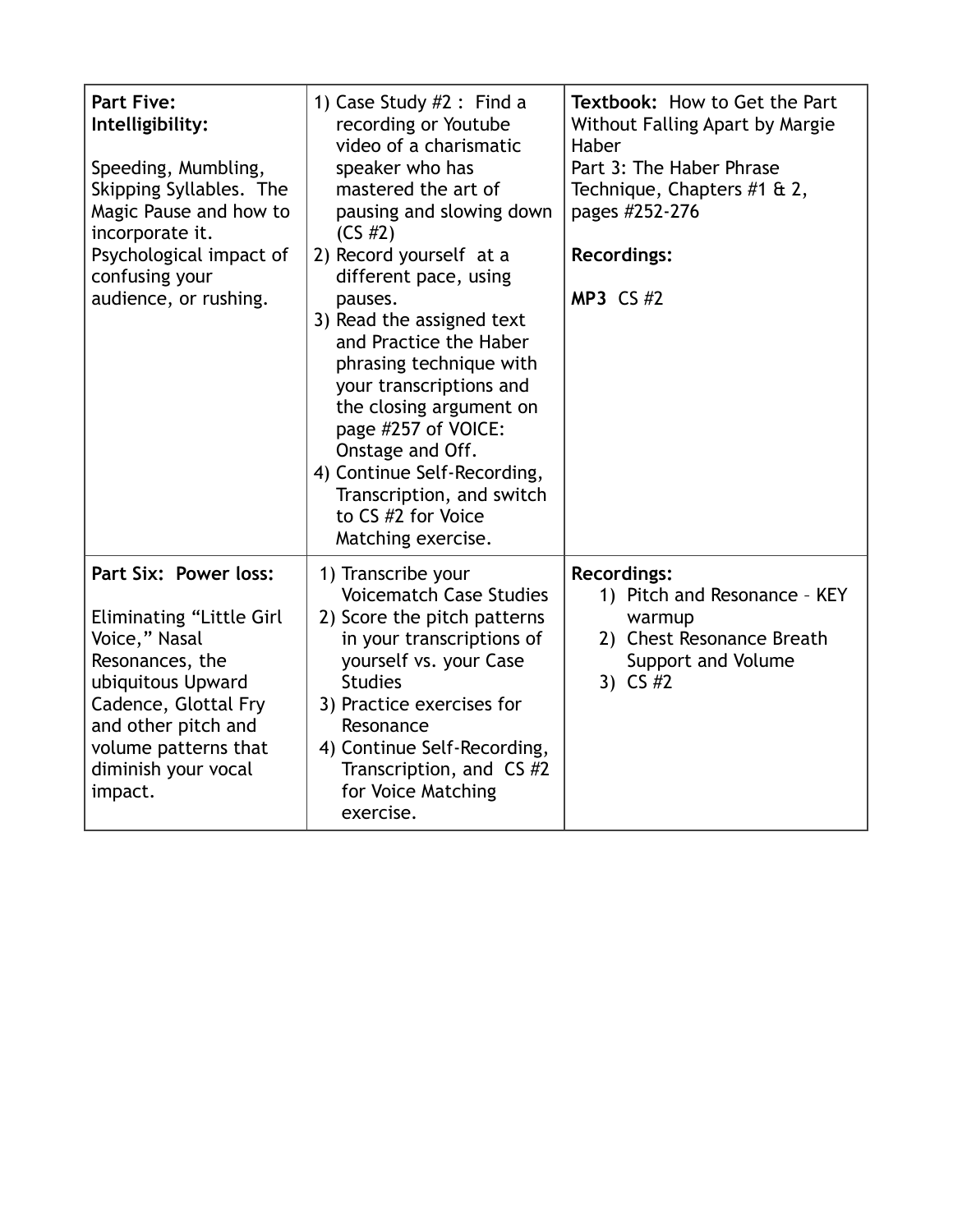| | | |
|---|---|---|
| **Part Five: Intelligibility:**<br><br>Speeding, Mumbling, Skipping Syllables. The Magic Pause and how to incorporate it. Psychological impact of confusing your audience, or rushing. | 1) Case Study #2 : Find a recording or Youtube video of a charismatic speaker who has mastered the art of pausing and slowing down (CS #2)<br>2) Record yourself at a different pace, using pauses.<br>3) Read the assigned text and Practice the Haber phrasing technique with your transcriptions and the closing argument on page #257 of VOICE: Onstage and Off.<br>4) Continue Self-Recording, Transcription, and switch to CS #2 for Voice Matching exercise. | **Textbook:** How to Get the Part Without Falling Apart by Margie Haber<br>Part 3: The Haber Phrase Technique, Chapters #1 & 2, pages #252-276<br><br>**Recordings:**<br><br>**MP3** CS #2 |
| **Part Six: Power loss:**<br><br>Eliminating "Little Girl Voice," Nasal Resonances, the ubiquitous Upward Cadence, Glottal Fry and other pitch and volume patterns that diminish your vocal impact. | 1) Transcribe your Voicematch Case Studies<br>2) Score the pitch patterns in your transcriptions of yourself vs. your Case Studies<br>3) Practice exercises for Resonance<br>4) Continue Self-Recording, Transcription, and CS #2 for Voice Matching exercise. | **Recordings:**<br>1) Pitch and Resonance – KEY warmup<br>2) Chest Resonance Breath Support and Volume<br>3) CS #2 |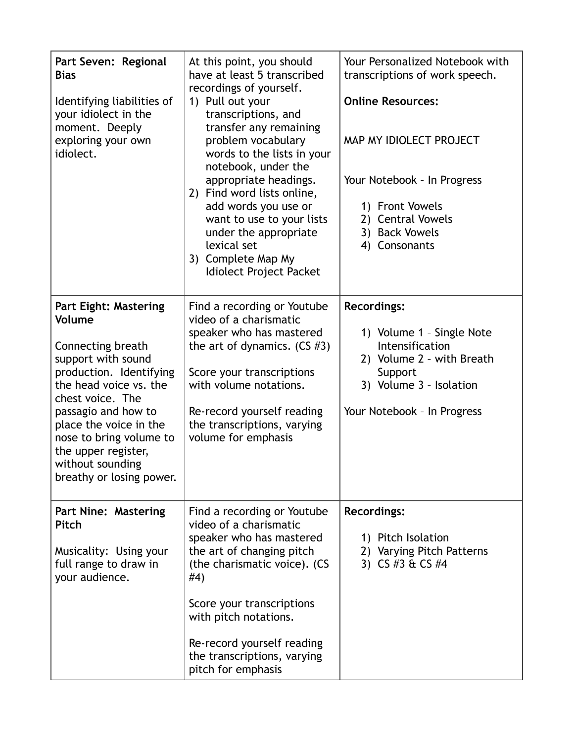| **Part Seven: Regional Bias**<br><br>Identifying liabilities of your idiolect in the moment. Deeply exploring your own idiolect. | At this point, you should have at least 5 transcribed recordings of yourself.<br>1) Pull out your transcriptions, and transfer any remaining problem vocabulary words to the lists in your notebook, under the appropriate headings.<br>2) Find word lists online, add words you use or want to use to your lists under the appropriate lexical set<br>3) Complete Map My Idiolect Project Packet | Your Personalized Notebook with transcriptions of work speech.<br><br>**Online Resources:**<br><br>MAP MY IDIOLECT PROJECT<br><br>Your Notebook – In Progress<br>1) Front Vowels<br>2) Central Vowels<br>3) Back Vowels<br>4) Consonants |
|---|---|---|
| **Part Eight: Mastering Volume**<br><br>Connecting breath support with sound production. Identifying the head voice vs. the chest voice. The passagio and how to place the voice in the nose to bring volume to the upper register, without sounding breathy or losing power. | Find a recording or Youtube video of a charismatic speaker who has mastered the art of dynamics. (CS #3)<br><br>Score your transcriptions with volume notations.<br><br>Re-record yourself reading the transcriptions, varying volume for emphasis | **Recordings:**<br>1) Volume 1 – Single Note Intensification<br>2) Volume 2 – with Breath Support<br>3) Volume 3 – Isolation<br><br>Your Notebook – In Progress |
| **Part Nine: Mastering Pitch**<br><br>Musicality: Using your full range to draw in your audience. | Find a recording or Youtube video of a charismatic speaker who has mastered the art of changing pitch (the charismatic voice). (CS #4)<br><br>Score your transcriptions with pitch notations.<br><br>Re-record yourself reading the transcriptions, varying pitch for emphasis | **Recordings:**<br>1) Pitch Isolation<br>2) Varying Pitch Patterns<br>3) CS #3 & CS #4 |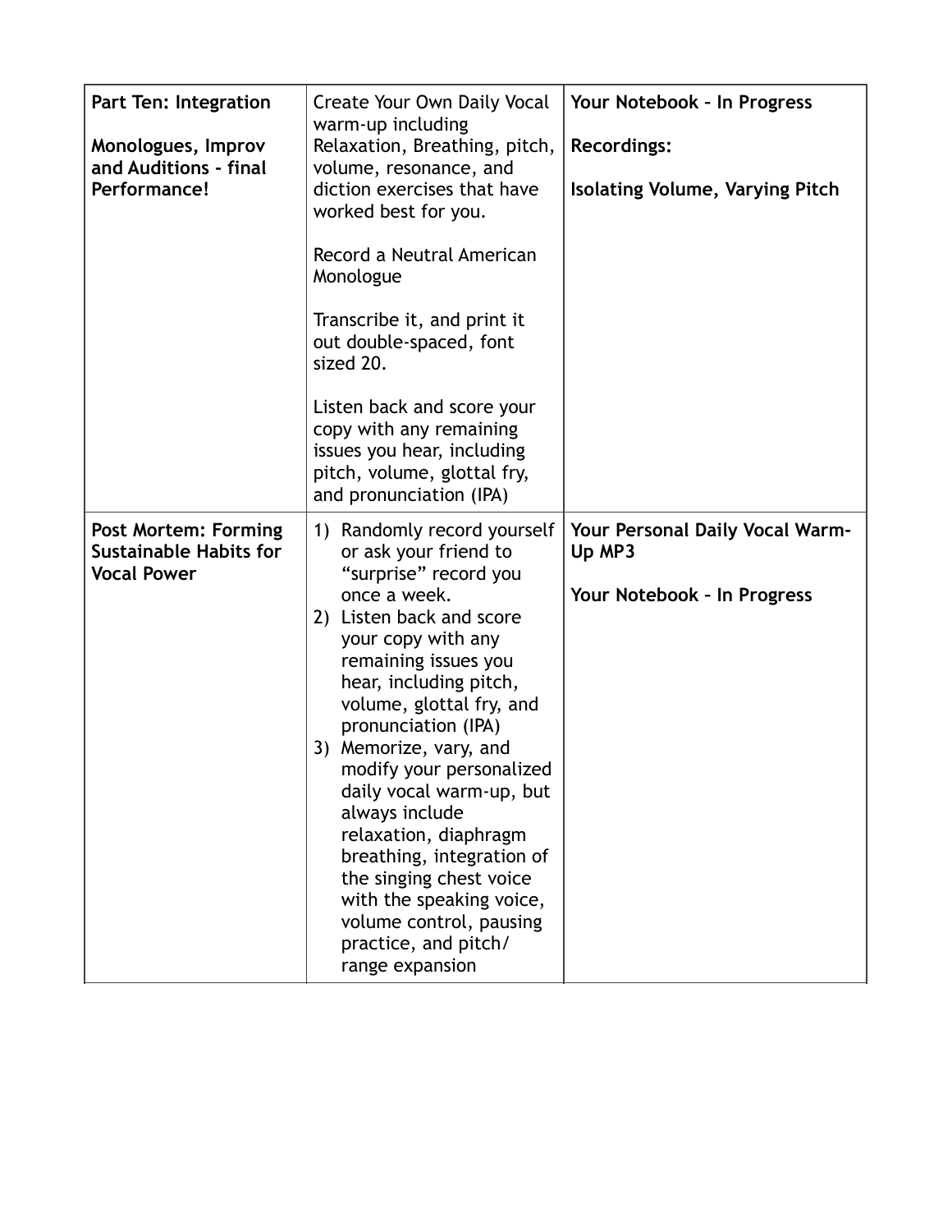| **Part Ten: Integration**<br><br>**Monologues, Improv and Auditions - final Performance!** | Create Your Own Daily Vocal warm-up including Relaxation, Breathing, pitch, volume, resonance, and diction exercises that have worked best for you.<br><br>Record a Neutral American Monologue<br><br>Transcribe it, and print it out double-spaced, font sized 20.<br><br>Listen back and score your copy with any remaining issues you hear, including pitch, volume, glottal fry, and pronunciation (IPA) | **Your Notebook – In Progress**<br><br>**Recordings:**<br><br>**Isolating Volume, Varying Pitch** |
|---|---|---|
| **Post Mortem: Forming Sustainable Habits for Vocal Power** | 1) Randomly record yourself or ask your friend to "surprise" record you once a week.<br>2) Listen back and score your copy with any remaining issues you hear, including pitch, volume, glottal fry, and pronunciation (IPA)<br>3) Memorize, vary, and modify your personalized daily vocal warm-up, but always include relaxation, diaphragm breathing, integration of the singing chest voice with the speaking voice, volume control, pausing practice, and pitch/ range expansion | **Your Personal Daily Vocal Warm-Up MP3**<br><br>**Your Notebook – In Progress** |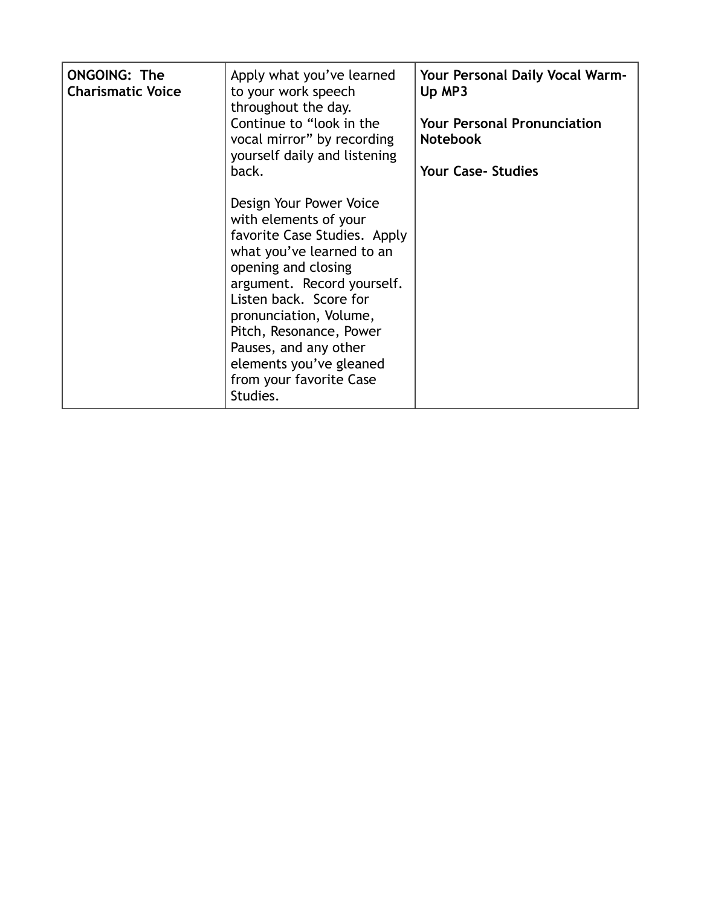| | | |
|---|---|---|
| **ONGOING: The Charismatic Voice** | Apply what you've learned to your work speech throughout the day. Continue to "look in the vocal mirror" by recording yourself daily and listening back.<br><br>Design Your Power Voice with elements of your favorite Case Studies. Apply what you've learned to an opening and closing argument. Record yourself. Listen back. Score for pronunciation, Volume, Pitch, Resonance, Power Pauses, and any other elements you've gleaned from your favorite Case Studies. | **Your Personal Daily Vocal Warm-Up MP3**<br><br>**Your Personal Pronunciation Notebook**<br><br>**Your Case- Studies** |